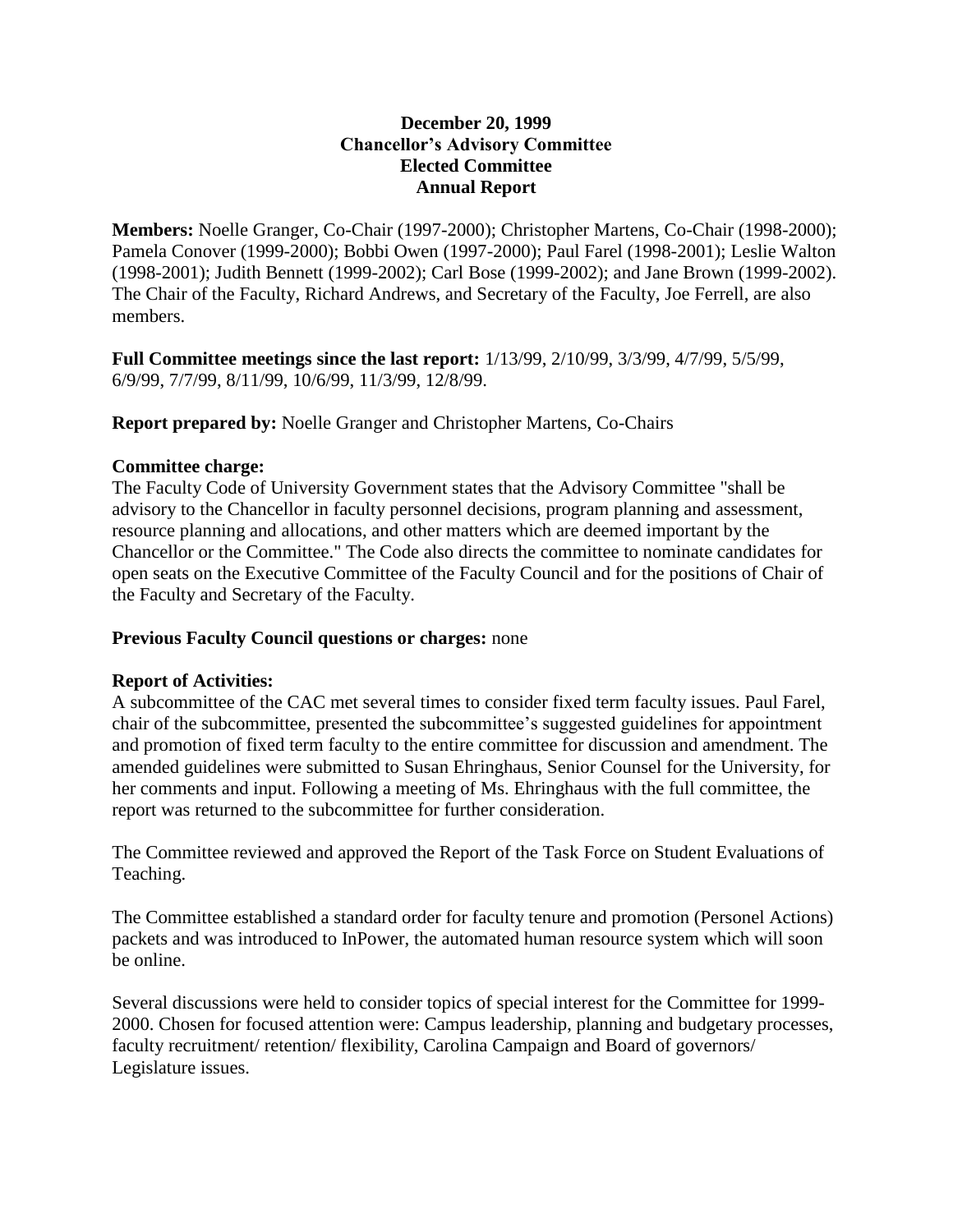# December 20, 1999
# Chancellor's Advisory Committee
# Elected Committee
# Annual Report

**Members:** Noelle Granger, Co-Chair (1997-2000); Christopher Martens, Co-Chair (1998-2000); Pamela Conover (1999-2000); Bobbi Owen (1997-2000); Paul Farel (1998-2001); Leslie Walton (1998-2001); Judith Bennett (1999-2002); Carl Bose (1999-2002); and Jane Brown (1999-2002). The Chair of the Faculty, Richard Andrews, and Secretary of the Faculty, Joe Ferrell, are also members.

**Full Committee meetings since the last report:** 1/13/99, 2/10/99, 3/3/99, 4/7/99, 5/5/99, 6/9/99, 7/7/99, 8/11/99, 10/6/99, 11/3/99, 12/8/99.

**Report prepared by:** Noelle Granger and Christopher Martens, Co-Chairs

**Committee charge:**
The Faculty Code of University Government states that the Advisory Committee "shall be advisory to the Chancellor in faculty personnel decisions, program planning and assessment, resource planning and allocations, and other matters which are deemed important by the Chancellor or the Committee." The Code also directs the committee to nominate candidates for open seats on the Executive Committee of the Faculty Council and for the positions of Chair of the Faculty and Secretary of the Faculty.

**Previous Faculty Council questions or charges:** none

**Report of Activities:**
A subcommittee of the CAC met several times to consider fixed term faculty issues. Paul Farel, chair of the subcommittee, presented the subcommittee's suggested guidelines for appointment and promotion of fixed term faculty to the entire committee for discussion and amendment. The amended guidelines were submitted to Susan Ehringhaus, Senior Counsel for the University, for her comments and input. Following a meeting of Ms. Ehringhaus with the full committee, the report was returned to the subcommittee for further consideration.

The Committee reviewed and approved the Report of the Task Force on Student Evaluations of Teaching.

The Committee established a standard order for faculty tenure and promotion (Personel Actions) packets and was introduced to InPower, the automated human resource system which will soon be online.

Several discussions were held to consider topics of special interest for the Committee for 1999-2000. Chosen for focused attention were: Campus leadership, planning and budgetary processes, faculty recruitment/ retention/ flexibility, Carolina Campaign and Board of governors/ Legislature issues.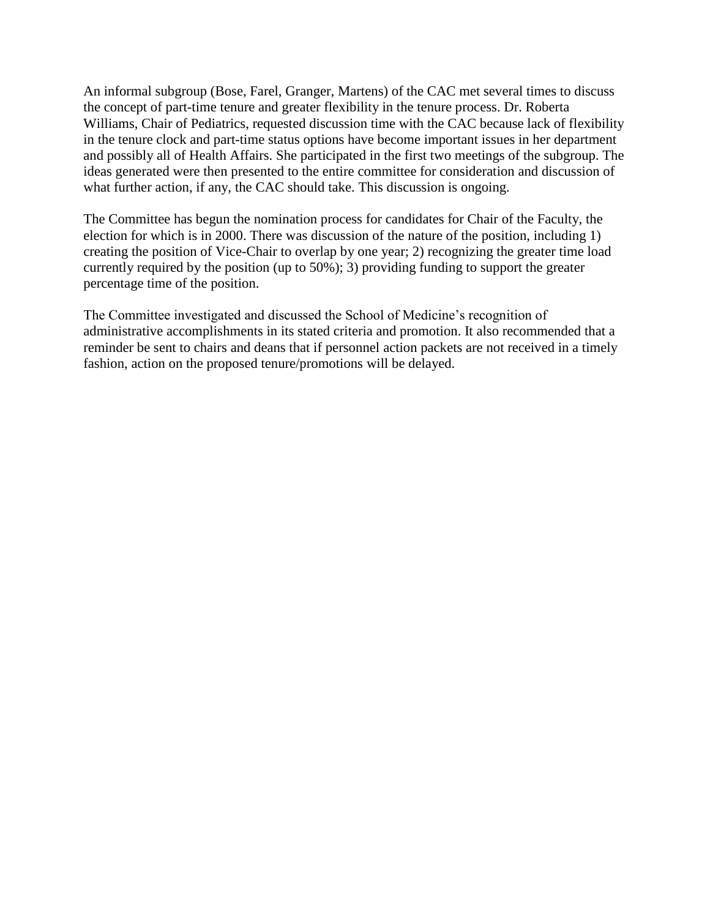An informal subgroup (Bose, Farel, Granger, Martens) of the CAC met several times to discuss the concept of part-time tenure and greater flexibility in the tenure process. Dr. Roberta Williams, Chair of Pediatrics, requested discussion time with the CAC because lack of flexibility in the tenure clock and part-time status options have become important issues in her department and possibly all of Health Affairs. She participated in the first two meetings of the subgroup. The ideas generated were then presented to the entire committee for consideration and discussion of what further action, if any, the CAC should take. This discussion is ongoing.

The Committee has begun the nomination process for candidates for Chair of the Faculty, the election for which is in 2000. There was discussion of the nature of the position, including 1) creating the position of Vice-Chair to overlap by one year; 2) recognizing the greater time load currently required by the position (up to 50%); 3) providing funding to support the greater percentage time of the position.

The Committee investigated and discussed the School of Medicine's recognition of administrative accomplishments in its stated criteria and promotion. It also recommended that a reminder be sent to chairs and deans that if personnel action packets are not received in a timely fashion, action on the proposed tenure/promotions will be delayed.